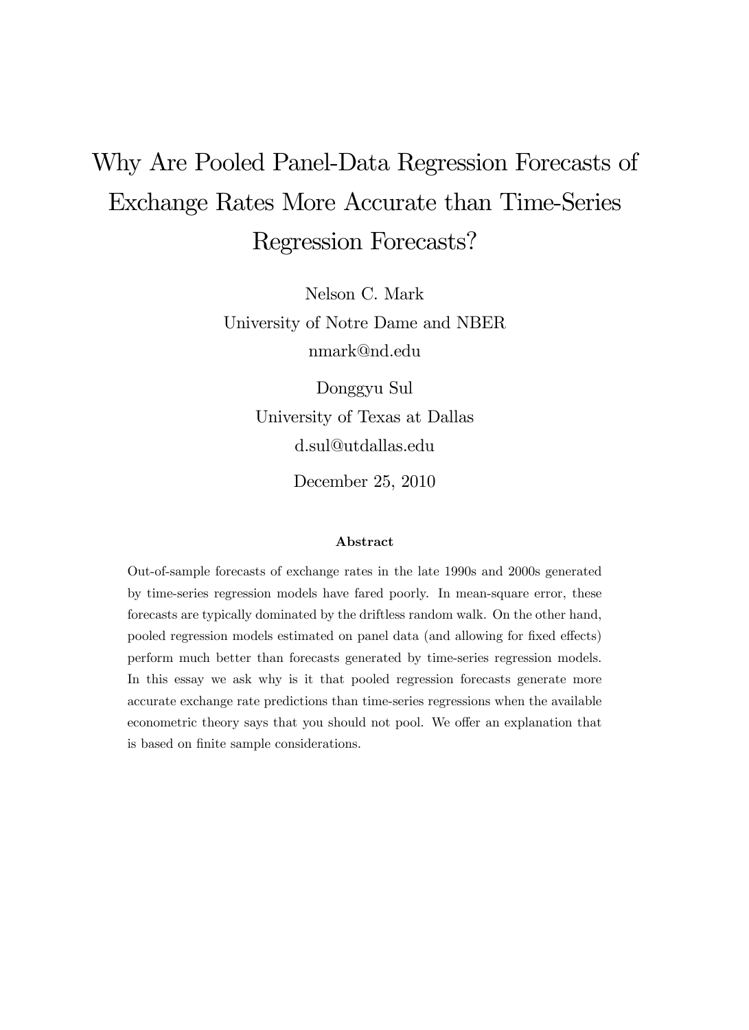# Why Are Pooled Panel-Data Regression Forecasts of Exchange Rates More Accurate than Time-Series Regression Forecasts?

Nelson C. Mark  
University of Notre Dame and NBER  
nmark@nd.edu

Donggyu Sul  
University of Texas at Dallas  
d.sul@utdallas.edu

December 25, 2010

**Abstract**

Out-of-sample forecasts of exchange rates in the late 1990s and 2000s generated by time-series regression models have fared poorly. In mean-square error, these forecasts are typically dominated by the driftless random walk. On the other hand, pooled regression models estimated on panel data (and allowing for fixed effects) perform much better than forecasts generated by time-series regression models. In this essay we ask why is it that pooled regression forecasts generate more accurate exchange rate predictions than time-series regressions when the available econometric theory says that you should not pool. We offer an explanation that is based on finite sample considerations.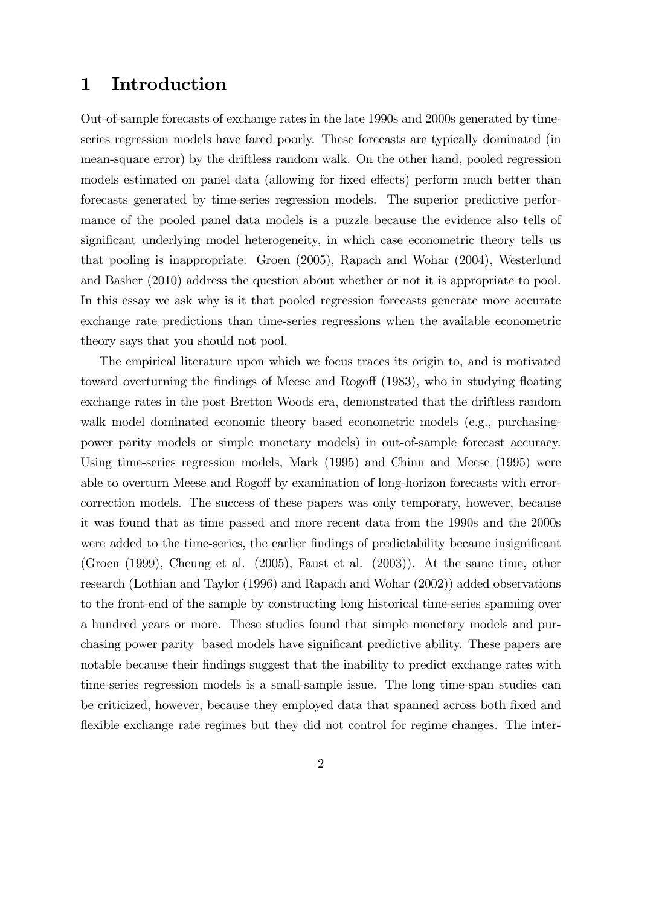# 1 Introduction

Out-of-sample forecasts of exchange rates in the late 1990s and 2000s generated by time-series regression models have fared poorly. These forecasts are typically dominated (in mean-square error) by the driftless random walk. On the other hand, pooled regression models estimated on panel data (allowing for fixed effects) perform much better than forecasts generated by time-series regression models. The superior predictive performance of the pooled panel data models is a puzzle because the evidence also tells of significant underlying model heterogeneity, in which case econometric theory tells us that pooling is inappropriate. Groen (2005), Rapach and Wohar (2004), Westerlund and Basher (2010) address the question about whether or not it is appropriate to pool. In this essay we ask why is it that pooled regression forecasts generate more accurate exchange rate predictions than time-series regressions when the available econometric theory says that you should not pool.

The empirical literature upon which we focus traces its origin to, and is motivated toward overturning the findings of Meese and Rogoff (1983), who in studying floating exchange rates in the post Bretton Woods era, demonstrated that the driftless random walk model dominated economic theory based econometric models (e.g., purchasing-power parity models or simple monetary models) in out-of-sample forecast accuracy. Using time-series regression models, Mark (1995) and Chinn and Meese (1995) were able to overturn Meese and Rogoff by examination of long-horizon forecasts with error-correction models. The success of these papers was only temporary, however, because it was found that as time passed and more recent data from the 1990s and the 2000s were added to the time-series, the earlier findings of predictability became insignificant (Groen (1999), Cheung et al. (2005), Faust et al. (2003)). At the same time, other research (Lothian and Taylor (1996) and Rapach and Wohar (2002)) added observations to the front-end of the sample by constructing long historical time-series spanning over a hundred years or more. These studies found that simple monetary models and purchasing power parity based models have significant predictive ability. These papers are notable because their findings suggest that the inability to predict exchange rates with time-series regression models is a small-sample issue. The long time-span studies can be criticized, however, because they employed data that spanned across both fixed and flexible exchange rate regimes but they did not control for regime changes. The inter-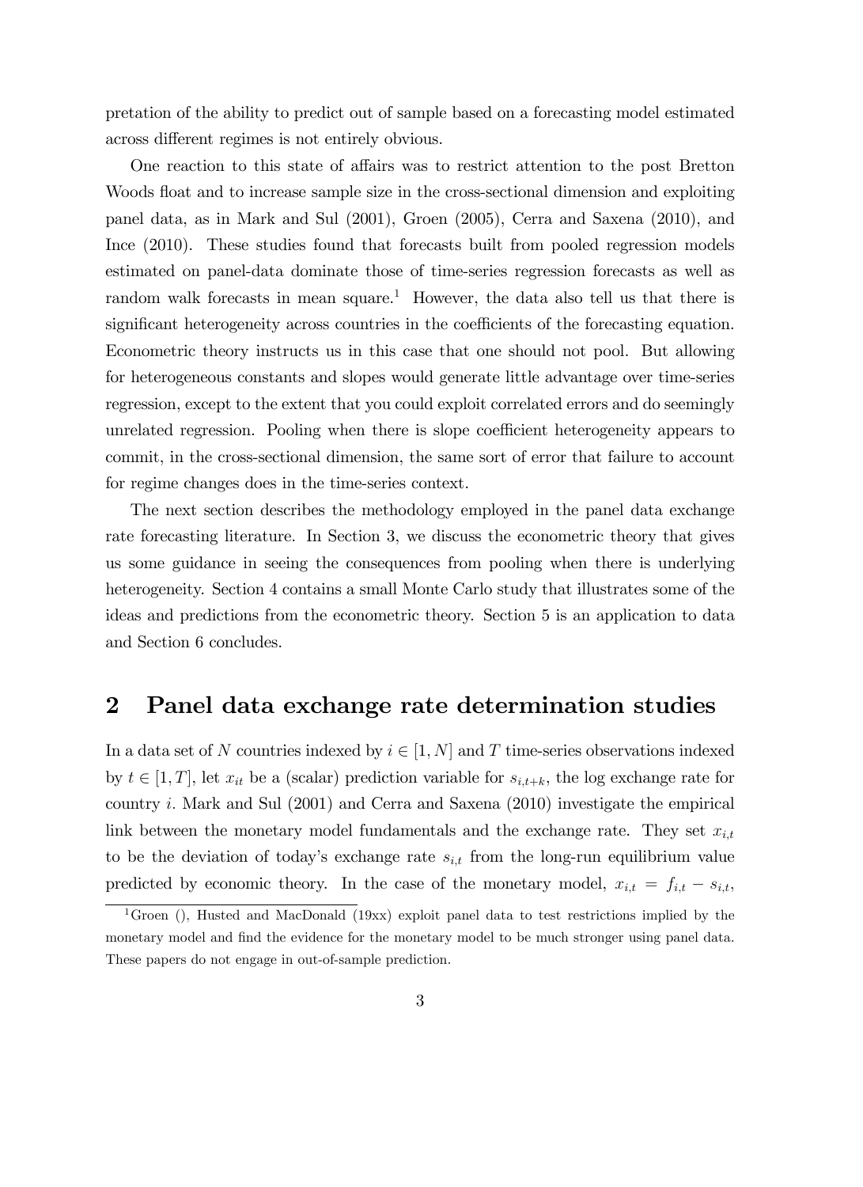pretation of the ability to predict out of sample based on a forecasting model estimated across different regimes is not entirely obvious.

One reaction to this state of affairs was to restrict attention to the post Bretton Woods float and to increase sample size in the cross-sectional dimension and exploiting panel data, as in Mark and Sul (2001), Groen (2005), Cerra and Saxena (2010), and Ince (2010). These studies found that forecasts built from pooled regression models estimated on panel-data dominate those of time-series regression forecasts as well as random walk forecasts in mean square.[1] However, the data also tell us that there is significant heterogeneity across countries in the coefficients of the forecasting equation. Econometric theory instructs us in this case that one should not pool. But allowing for heterogeneous constants and slopes would generate little advantage over time-series regression, except to the extent that you could exploit correlated errors and do seemingly unrelated regression. Pooling when there is slope coefficient heterogeneity appears to commit, in the cross-sectional dimension, the same sort of error that failure to account for regime changes does in the time-series context.

The next section describes the methodology employed in the panel data exchange rate forecasting literature. In Section 3, we discuss the econometric theory that gives us some guidance in seeing the consequences from pooling when there is underlying heterogeneity. Section 4 contains a small Monte Carlo study that illustrates some of the ideas and predictions from the econometric theory. Section 5 is an application to data and Section 6 concludes.

## 2 Panel data exchange rate determination studies

In a data set of $N$ countries indexed by $i \in [1, N]$ and $T$ time-series observations indexed by $t \in [1, T]$, let $x_{it}$ be a (scalar) prediction variable for $s_{i,t+k}$, the log exchange rate for country $i$. Mark and Sul (2001) and Cerra and Saxena (2010) investigate the empirical link between the monetary model fundamentals and the exchange rate. They set $x_{i,t}$ to be the deviation of today's exchange rate $s_{i,t}$ from the long-run equilibrium value predicted by economic theory. In the case of the monetary model, $x_{i,t} = f_{i,t} - s_{i,t}$,

[1] Groen (), Husted and MacDonald (19xx) exploit panel data to test restrictions implied by the monetary model and find the evidence for the monetary model to be much stronger using panel data. These papers do not engage in out-of-sample prediction.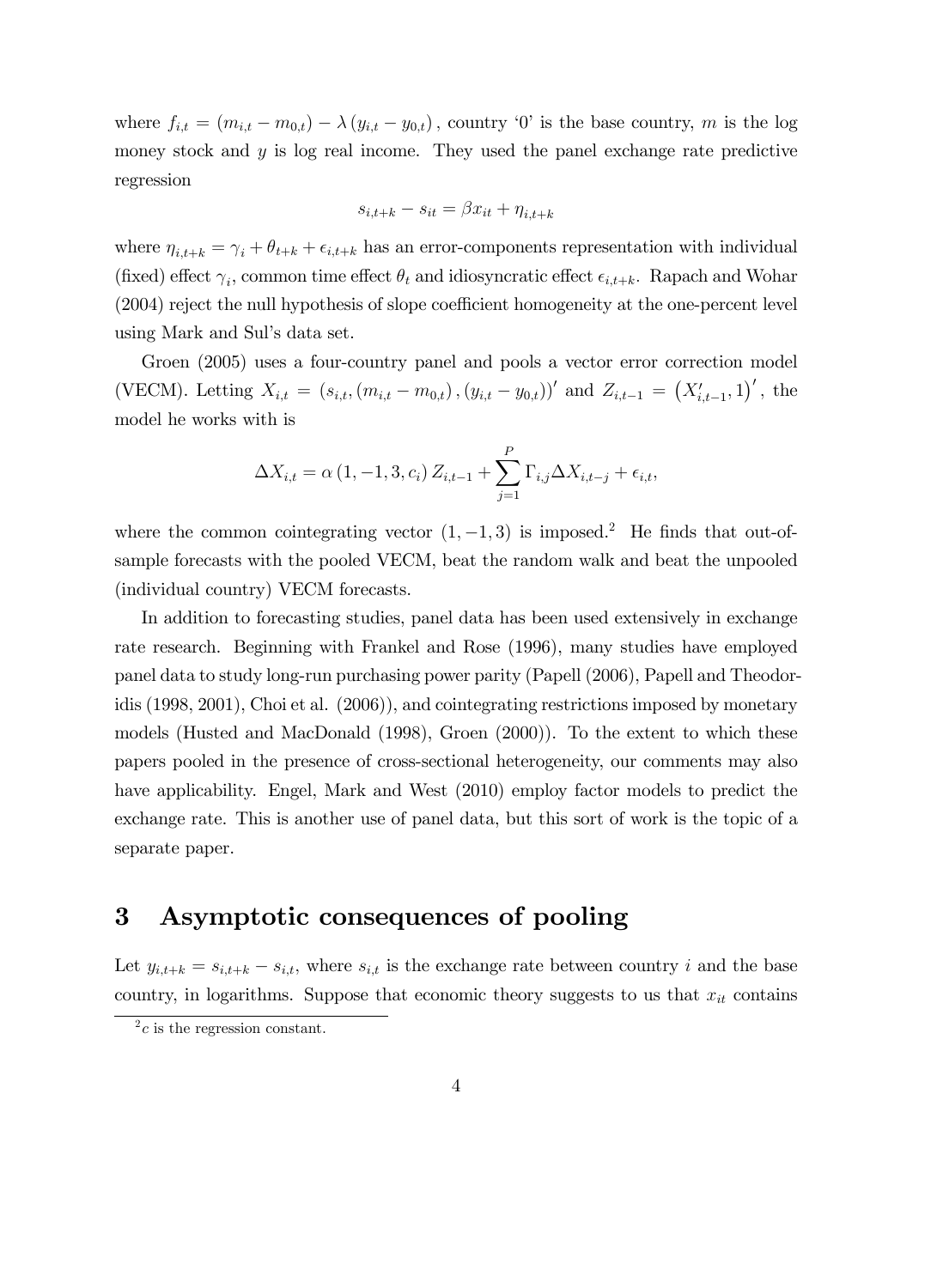where $f_{i,t} = (m_{i,t} - m_{0,t}) - \lambda (y_{i,t} - y_{0,t})$, country '0' is the base country, $m$ is the log money stock and $y$ is log real income. They used the panel exchange rate predictive regression

$$s_{i,t+k} - s_{it} = \beta x_{it} + \eta_{i,t+k}$$

where $\eta_{i,t+k} = \gamma_i + \theta_{t+k} + \epsilon_{i,t+k}$ has an error-components representation with individual (fixed) effect $\gamma_i$, common time effect $\theta_t$ and idiosyncratic effect $\epsilon_{i,t+k}$. Rapach and Wohar (2004) reject the null hypothesis of slope coefficient homogeneity at the one-percent level using Mark and Sul's data set.

Groen (2005) uses a four-country panel and pools a vector error correction model (VECM). Letting $X_{i,t} = (s_{i,t}, (m_{i,t} - m_{0,t}), (y_{i,t} - y_{0,t}))'$ and $Z_{i,t-1} = (X'_{i,t-1}, 1)'$, the model he works with is

$$\Delta X_{i,t} = \alpha (1, -1, 3, c_i) Z_{i,t-1} + \sum_{j=1}^{P} \Gamma_{i,j} \Delta X_{i,t-j} + \epsilon_{i,t},$$

where the common cointegrating vector $(1, -1, 3)$ is imposed.[2] He finds that out-of-sample forecasts with the pooled VECM, beat the random walk and beat the unpooled (individual country) VECM forecasts.

In addition to forecasting studies, panel data has been used extensively in exchange rate research. Beginning with Frankel and Rose (1996), many studies have employed panel data to study long-run purchasing power parity (Papell (2006), Papell and Theodoridis (1998, 2001), Choi et al. (2006)), and cointegrating restrictions imposed by monetary models (Husted and MacDonald (1998), Groen (2000)). To the extent to which these papers pooled in the presence of cross-sectional heterogeneity, our comments may also have applicability. Engel, Mark and West (2010) employ factor models to predict the exchange rate. This is another use of panel data, but this sort of work is the topic of a separate paper.

## 3 Asymptotic consequences of pooling

Let $y_{i,t+k} = s_{i,t+k} - s_{i,t}$, where $s_{i,t}$ is the exchange rate between country $i$ and the base country, in logarithms. Suppose that economic theory suggests to us that $x_{it}$ contains

[2] $c$ is the regression constant.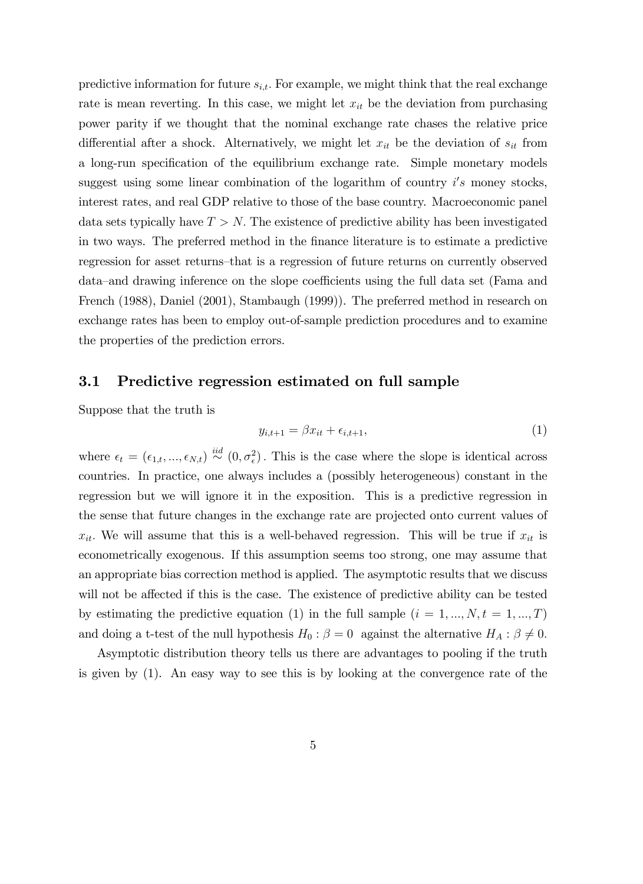predictive information for future $s_{i,t}$. For example, we might think that the real exchange rate is mean reverting. In this case, we might let $x_{it}$ be the deviation from purchasing power parity if we thought that the nominal exchange rate chases the relative price differential after a shock. Alternatively, we might let $x_{it}$ be the deviation of $s_{it}$ from a long-run specification of the equilibrium exchange rate. Simple monetary models suggest using some linear combination of the logarithm of country $i's$ money stocks, interest rates, and real GDP relative to those of the base country. Macroeconomic panel data sets typically have $T > N$. The existence of predictive ability has been investigated in two ways. The preferred method in the finance literature is to estimate a predictive regression for asset returns–that is a regression of future returns on currently observed data–and drawing inference on the slope coefficients using the full data set (Fama and French (1988), Daniel (2001), Stambaugh (1999)). The preferred method in research on exchange rates has been to employ out-of-sample prediction procedures and to examine the properties of the prediction errors.

### 3.1 Predictive regression estimated on full sample

Suppose that the truth is

$$y_{i,t+1} = \beta x_{it} + \epsilon_{i,t+1}, \tag{1}$$

where $\epsilon_t = (\epsilon_{1,t}, ..., \epsilon_{N,t}) \overset{iid}{\sim} (0, \sigma_\epsilon^2)$. This is the case where the slope is identical across countries. In practice, one always includes a (possibly heterogeneous) constant in the regression but we will ignore it in the exposition. This is a predictive regression in the sense that future changes in the exchange rate are projected onto current values of $x_{it}$. We will assume that this is a well-behaved regression. This will be true if $x_{it}$ is econometrically exogenous. If this assumption seems too strong, one may assume that an appropriate bias correction method is applied. The asymptotic results that we discuss will not be affected if this is the case. The existence of predictive ability can be tested by estimating the predictive equation (1) in the full sample ($i = 1, ..., N, t = 1, ..., T$) and doing a t-test of the null hypothesis $H_0 : \beta = 0$ against the alternative $H_A : \beta \neq 0$.

Asymptotic distribution theory tells us there are advantages to pooling if the truth is given by (1). An easy way to see this is by looking at the convergence rate of the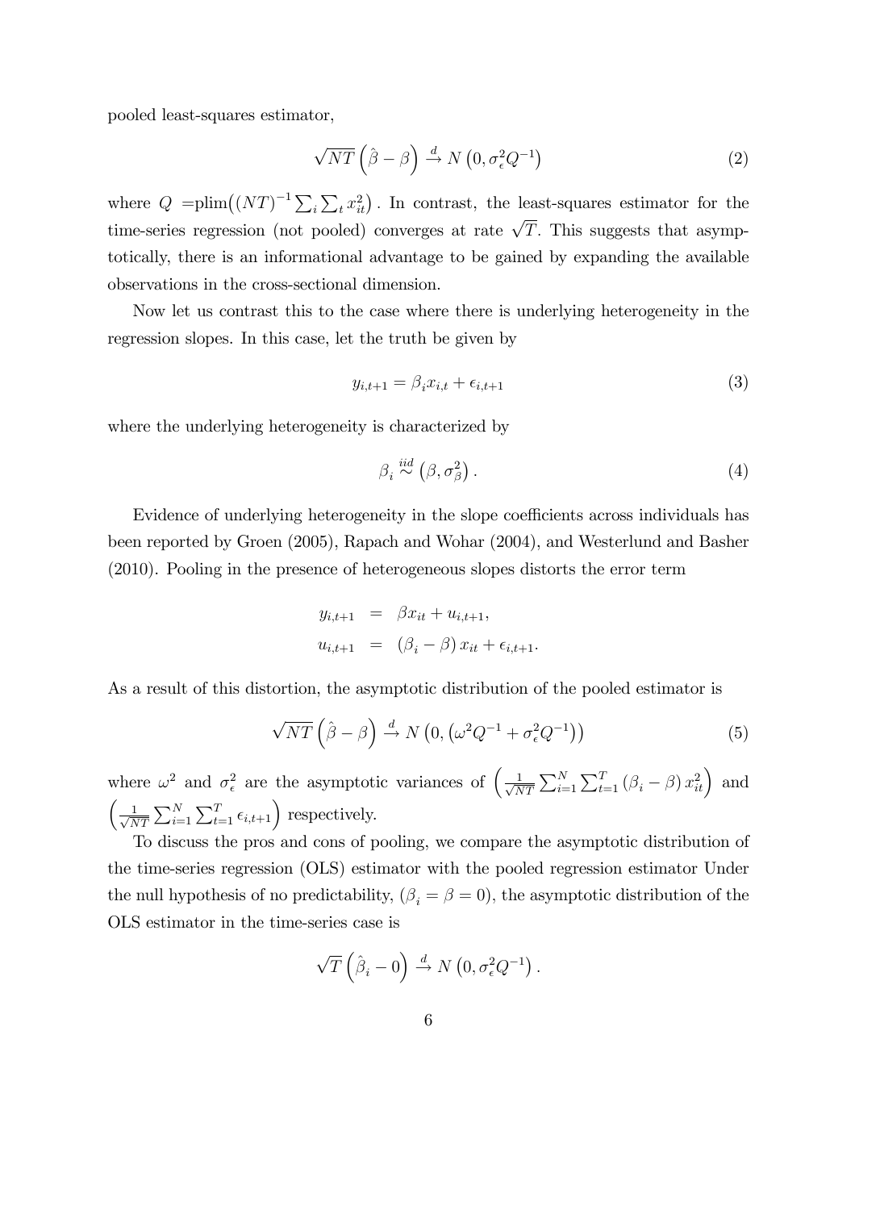pooled least-squares estimator,

$$\sqrt{NT}\left(\hat{\beta}-\beta\right) \xrightarrow{d} N\left(0,\sigma_{\epsilon}^{2}Q^{-1}\right) \tag{2}$$

where $Q$ =plim$\left((NT)^{-1}\sum_{i}\sum_{t}x_{it}^{2}\right)$. In contrast, the least-squares estimator for the time-series regression (not pooled) converges at rate $\sqrt{T}$. This suggests that asymptotically, there is an informational advantage to be gained by expanding the available observations in the cross-sectional dimension.

Now let us contrast this to the case where there is underlying heterogeneity in the regression slopes. In this case, let the truth be given by

$$y_{i,t+1} = \beta_{i}x_{i,t} + \epsilon_{i,t+1} \tag{3}$$

where the underlying heterogeneity is characterized by

$$\beta_{i} \overset{iid}{\sim} \left(\beta, \sigma_{\beta}^{2}\right). \tag{4}$$

Evidence of underlying heterogeneity in the slope coefficients across individuals has been reported by Groen (2005), Rapach and Wohar (2004), and Westerlund and Basher (2010). Pooling in the presence of heterogeneous slopes distorts the error term

$$\begin{aligned} y_{i,t+1} &= \beta x_{it} + u_{i,t+1}, \\ u_{i,t+1} &= \left(\beta_{i}-\beta\right)x_{it} + \epsilon_{i,t+1}. \end{aligned}$$

As a result of this distortion, the asymptotic distribution of the pooled estimator is

$$\sqrt{NT}\left(\hat{\beta}-\beta\right) \xrightarrow{d} N\left(0,\left(\omega^{2}Q^{-1}+\sigma_{\epsilon}^{2}Q^{-1}\right)\right) \tag{5}$$

where $\omega^{2}$ and $\sigma_{\epsilon}^{2}$ are the asymptotic variances of $\left(\frac{1}{\sqrt{NT}}\sum_{i=1}^{N}\sum_{t=1}^{T}\left(\beta_{i}-\beta\right)x_{it}^{2}\right)$ and $\left(\frac{1}{\sqrt{NT}}\sum_{i=1}^{N}\sum_{t=1}^{T}\epsilon_{i,t+1}\right)$ respectively.

To discuss the pros and cons of pooling, we compare the asymptotic distribution of the time-series regression (OLS) estimator with the pooled regression estimator Under the null hypothesis of no predictability, $(\beta_{i}=\beta=0)$, the asymptotic distribution of the OLS estimator in the time-series case is

$$\sqrt{T}\left(\hat{\beta}_{i}-0\right) \xrightarrow{d} N\left(0,\sigma_{\epsilon}^{2}Q^{-1}\right).$$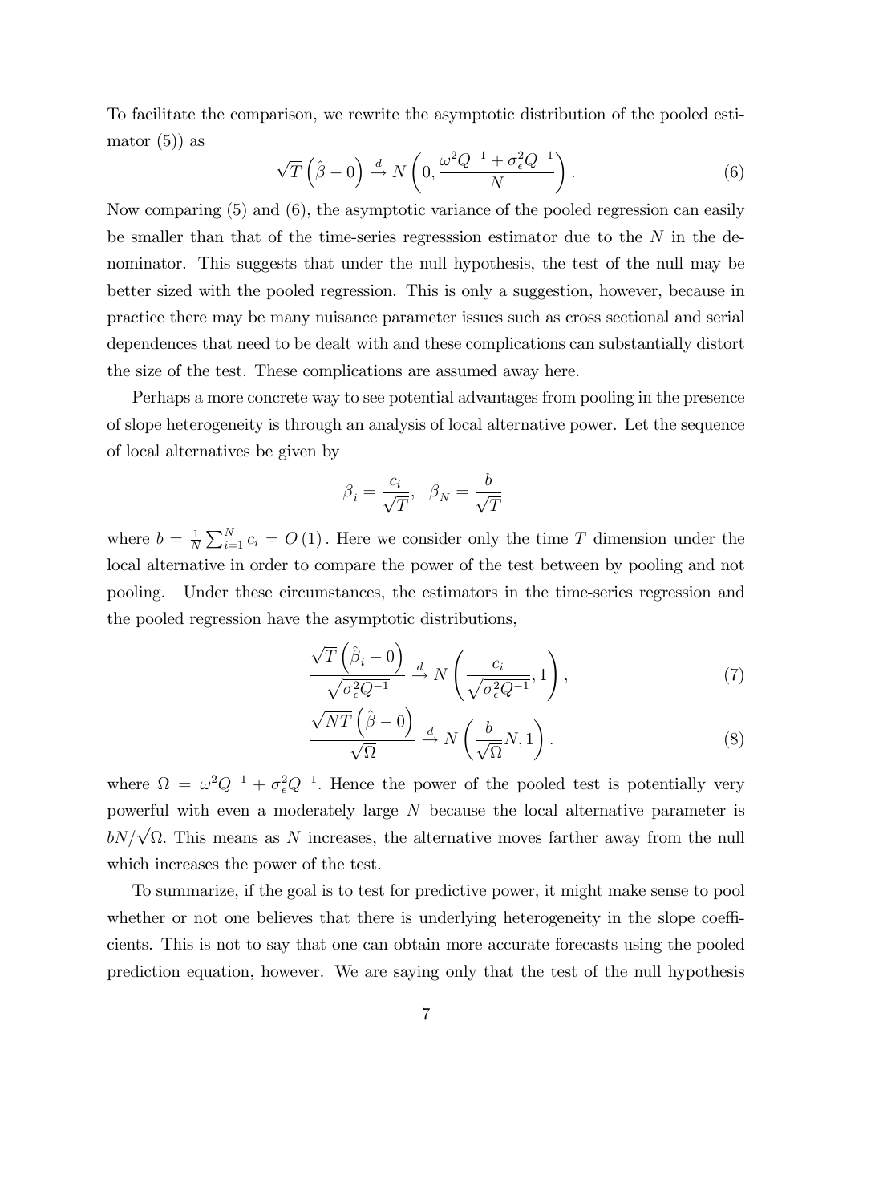To facilitate the comparison, we rewrite the asymptotic distribution of the pooled estimator (5)) as

$$\sqrt{T}\left(\hat{\beta}-0\right) \xrightarrow{d} N\left(0, \frac{\omega^2 Q^{-1}+\sigma_\epsilon^2 Q^{-1}}{N}\right). \tag{6}$$

Now comparing (5) and (6), the asymptotic variance of the pooled regression can easily be smaller than that of the time-series regresssion estimator due to the $N$ in the denominator. This suggests that under the null hypothesis, the test of the null may be better sized with the pooled regression. This is only a suggestion, however, because in practice there may be many nuisance parameter issues such as cross sectional and serial dependences that need to be dealt with and these complications can substantially distort the size of the test. These complications are assumed away here.

Perhaps a more concrete way to see potential advantages from pooling in the presence of slope heterogeneity is through an analysis of local alternative power. Let the sequence of local alternatives be given by

$$\beta_i = \frac{c_i}{\sqrt{T}}, \quad \beta_N = \frac{b}{\sqrt{T}}$$

where $b = \frac{1}{N}\sum_{i=1}^{N} c_i = O(1)$. Here we consider only the time $T$ dimension under the local alternative in order to compare the power of the test between by pooling and not pooling. Under these circumstances, the estimators in the time-series regression and the pooled regression have the asymptotic distributions,

$$\frac{\sqrt{T}\left(\hat{\beta}_i-0\right)}{\sqrt{\sigma_\epsilon^2 Q^{-1}}} \xrightarrow{d} N\left(\frac{c_i}{\sqrt{\sigma_\epsilon^2 Q^{-1}}}, 1\right), \tag{7}$$

$$\frac{\sqrt{NT}\left(\hat{\beta}-0\right)}{\sqrt{\Omega}} \xrightarrow{d} N\left(\frac{b}{\sqrt{\Omega}}N, 1\right). \tag{8}$$

where $\Omega = \omega^2 Q^{-1} + \sigma_\epsilon^2 Q^{-1}$. Hence the power of the pooled test is potentially very powerful with even a moderately large $N$ because the local alternative parameter is $bN/\sqrt{\Omega}$. This means as $N$ increases, the alternative moves farther away from the null which increases the power of the test.

To summarize, if the goal is to test for predictive power, it might make sense to pool whether or not one believes that there is underlying heterogeneity in the slope coefficients. This is not to say that one can obtain more accurate forecasts using the pooled prediction equation, however. We are saying only that the test of the null hypothesis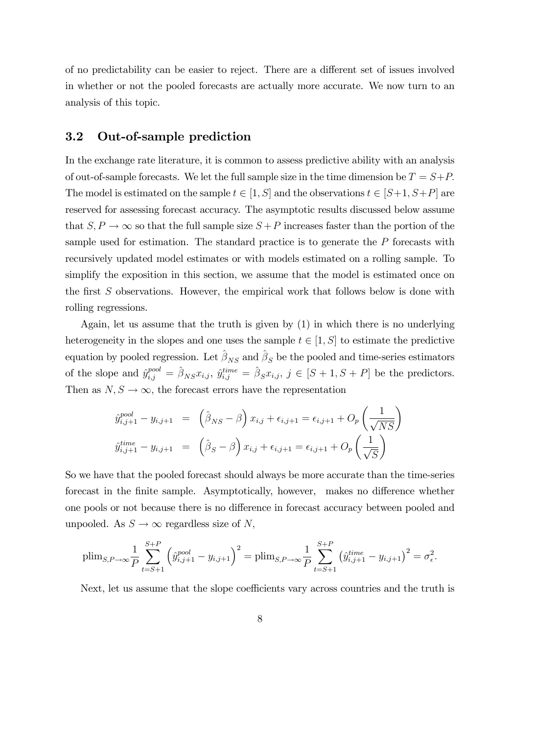of no predictability can be easier to reject. There are a different set of issues involved in whether or not the pooled forecasts are actually more accurate. We now turn to an analysis of this topic.

## 3.2 Out-of-sample prediction

In the exchange rate literature, it is common to assess predictive ability with an analysis of out-of-sample forecasts. We let the full sample size in the time dimension be $T = S+P$. The model is estimated on the sample $t \in [1, S]$ and the observations $t \in [S+1, S+P]$ are reserved for assessing forecast accuracy. The asymptotic results discussed below assume that $S, P \to \infty$ so that the full sample size $S+P$ increases faster than the portion of the sample used for estimation. The standard practice is to generate the $P$ forecasts with recursively updated model estimates or with models estimated on a rolling sample. To simplify the exposition in this section, we assume that the model is estimated once on the first $S$ observations. However, the empirical work that follows below is done with rolling regressions.

Again, let us assume that the truth is given by (1) in which there is no underlying heterogeneity in the slopes and one uses the sample $t \in [1, S]$ to estimate the predictive equation by pooled regression. Let $\hat{\beta}_{NS}$ and $\hat{\beta}_S$ be the pooled and time-series estimators of the slope and $\hat{y}^{pool}_{i,j} = \hat{\beta}_{NS} x_{i,j}$, $\hat{y}^{time}_{i,j} = \hat{\beta}_S x_{i,j}$, $j \in [S+1, S+P]$ be the predictors. Then as $N, S \to \infty$, the forecast errors have the representation

$$
\begin{aligned}
\hat{y}^{pool}_{i,j+1} - y_{i,j+1} &= \left(\hat{\beta}_{NS} - \beta\right) x_{i,j} + \epsilon_{i,j+1} = \epsilon_{i,j+1} + O_p\left(\frac{1}{\sqrt{NS}}\right) \\
\hat{y}^{time}_{i,j+1} - y_{i,j+1} &= \left(\hat{\beta}_{S} - \beta\right) x_{i,j} + \epsilon_{i,j+1} = \epsilon_{i,j+1} + O_p\left(\frac{1}{\sqrt{S}}\right)
\end{aligned}
$$

So we have that the pooled forecast should always be more accurate than the time-series forecast in the finite sample. Asymptotically, however, makes no difference whether one pools or not because there is no difference in forecast accuracy between pooled and unpooled. As $S \to \infty$ regardless size of $N$,

$$
\text{plim}_{S,P\to\infty} \frac{1}{P} \sum_{t=S+1}^{S+P} \left(\hat{y}^{pool}_{i,j+1} - y_{i,j+1}\right)^2 = \text{plim}_{S,P\to\infty} \frac{1}{P} \sum_{t=S+1}^{S+P} \left(\hat{y}^{time}_{i,j+1} - y_{i,j+1}\right)^2 = \sigma^2_{\epsilon}.
$$

Next, let us assume that the slope coefficients vary across countries and the truth is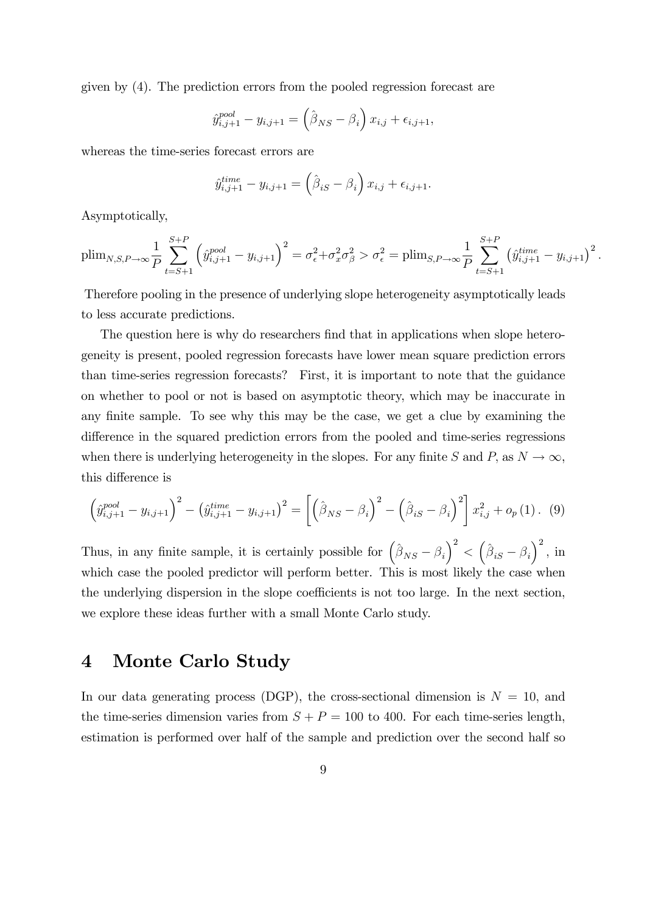given by (4). The prediction errors from the pooled regression forecast are

$$\hat{y}^{pool}_{i,j+1} - y_{i,j+1} = \left(\hat{\beta}_{NS} - \beta_i\right) x_{i,j} + \epsilon_{i,j+1},$$

whereas the time-series forecast errors are

$$\hat{y}^{time}_{i,j+1} - y_{i,j+1} = \left(\hat{\beta}_{iS} - \beta_i\right) x_{i,j} + \epsilon_{i,j+1}.$$

Asymptotically,

$$\text{plim}_{N,S,P\to\infty} \frac{1}{P} \sum_{t=S+1}^{S+P} \left(\hat{y}^{pool}_{i,j+1} - y_{i,j+1}\right)^2 = \sigma^2_\epsilon + \sigma^2_x \sigma^2_\beta > \sigma^2_\epsilon = \text{plim}_{S,P\to\infty} \frac{1}{P} \sum_{t=S+1}^{S+P} \left(\hat{y}^{time}_{i,j+1} - y_{i,j+1}\right)^2.$$

Therefore pooling in the presence of underlying slope heterogeneity asymptotically leads to less accurate predictions.

The question here is why do researchers find that in applications when slope heterogeneity is present, pooled regression forecasts have lower mean square prediction errors than time-series regression forecasts? First, it is important to note that the guidance on whether to pool or not is based on asymptotic theory, which may be inaccurate in any finite sample. To see why this may be the case, we get a clue by examining the difference in the squared prediction errors from the pooled and time-series regressions when there is underlying heterogeneity in the slopes. For any finite $S$ and $P$, as $N \to \infty$, this difference is

$$\left(\hat{y}^{pool}_{i,j+1} - y_{i,j+1}\right)^2 - \left(\hat{y}^{time}_{i,j+1} - y_{i,j+1}\right)^2 = \left[\left(\hat{\beta}_{NS} - \beta_i\right)^2 - \left(\hat{\beta}_{iS} - \beta_i\right)^2\right] x^2_{i,j} + o_p(1). \quad (9)$$

Thus, in any finite sample, it is certainly possible for $\left(\hat{\beta}_{NS} - \beta_i\right)^2 < \left(\hat{\beta}_{iS} - \beta_i\right)^2$, in which case the pooled predictor will perform better. This is most likely the case when the underlying dispersion in the slope coefficients is not too large. In the next section, we explore these ideas further with a small Monte Carlo study.

# 4 Monte Carlo Study

In our data generating process (DGP), the cross-sectional dimension is $N = 10$, and the time-series dimension varies from $S + P = 100$ to 400. For each time-series length, estimation is performed over half of the sample and prediction over the second half so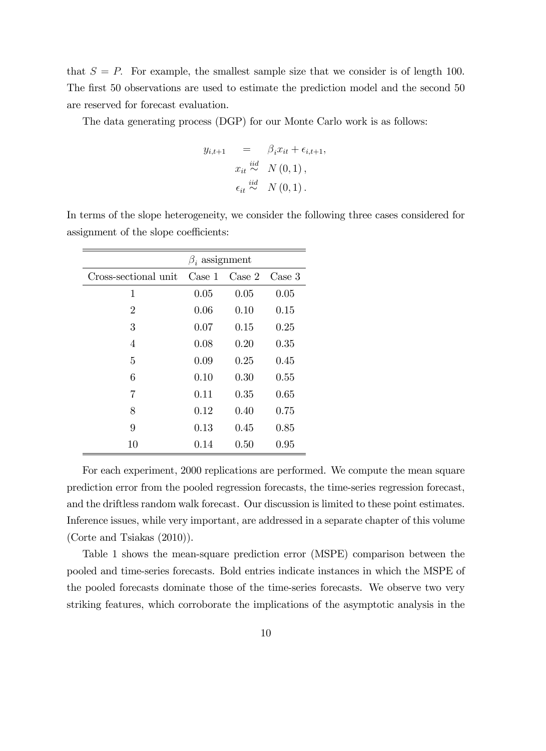that $S = P$. For example, the smallest sample size that we consider is of length 100. The first 50 observations are used to estimate the prediction model and the second 50 are reserved for forecast evaluation.

The data generating process (DGP) for our Monte Carlo work is as follows:

$$
\begin{aligned}
y_{i,t+1} &= \beta_i x_{it} + \epsilon_{i,t+1}, \\
x_{it} &\overset{iid}{\sim} N(0,1), \\
\epsilon_{it} &\overset{iid}{\sim} N(0,1).
\end{aligned}
$$

In terms of the slope heterogeneity, we consider the following three cases considered for assignment of the slope coefficients:

| | $\beta_i$ assignment | | |
|---|---|---|---|
| Cross-sectional unit | Case 1 | Case 2 | Case 3 |
| 1 | 0.05 | 0.05 | 0.05 |
| 2 | 0.06 | 0.10 | 0.15 |
| 3 | 0.07 | 0.15 | 0.25 |
| 4 | 0.08 | 0.20 | 0.35 |
| 5 | 0.09 | 0.25 | 0.45 |
| 6 | 0.10 | 0.30 | 0.55 |
| 7 | 0.11 | 0.35 | 0.65 |
| 8 | 0.12 | 0.40 | 0.75 |
| 9 | 0.13 | 0.45 | 0.85 |
| 10 | 0.14 | 0.50 | 0.95 |

For each experiment, 2000 replications are performed. We compute the mean square prediction error from the pooled regression forecasts, the time-series regression forecast, and the driftless random walk forecast. Our discussion is limited to these point estimates. Inference issues, while very important, are addressed in a separate chapter of this volume (Corte and Tsiakas (2010)).

Table 1 shows the mean-square prediction error (MSPE) comparison between the pooled and time-series forecasts. Bold entries indicate instances in which the MSPE of the pooled forecasts dominate those of the time-series forecasts. We observe two very striking features, which corroborate the implications of the asymptotic analysis in the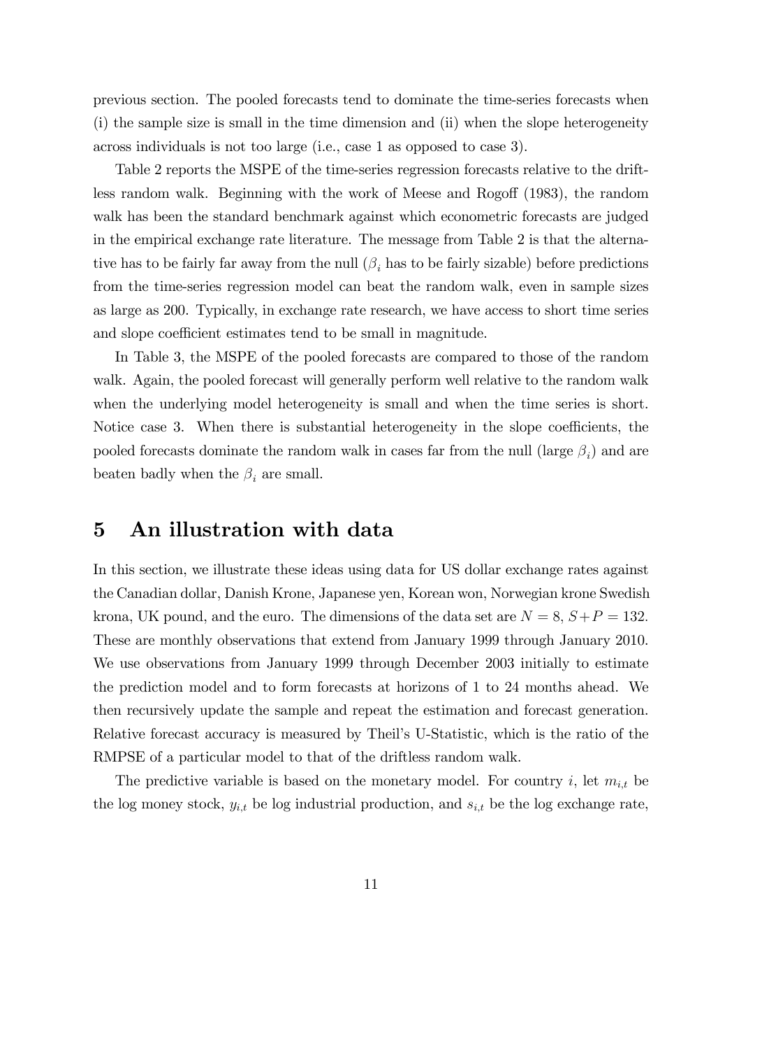previous section. The pooled forecasts tend to dominate the time-series forecasts when (i) the sample size is small in the time dimension and (ii) when the slope heterogeneity across individuals is not too large (i.e., case 1 as opposed to case 3).

Table 2 reports the MSPE of the time-series regression forecasts relative to the driftless random walk. Beginning with the work of Meese and Rogoff (1983), the random walk has been the standard benchmark against which econometric forecasts are judged in the empirical exchange rate literature. The message from Table 2 is that the alternative has to be fairly far away from the null ($\beta_i$ has to be fairly sizable) before predictions from the time-series regression model can beat the random walk, even in sample sizes as large as 200. Typically, in exchange rate research, we have access to short time series and slope coefficient estimates tend to be small in magnitude.

In Table 3, the MSPE of the pooled forecasts are compared to those of the random walk. Again, the pooled forecast will generally perform well relative to the random walk when the underlying model heterogeneity is small and when the time series is short. Notice case 3. When there is substantial heterogeneity in the slope coefficients, the pooled forecasts dominate the random walk in cases far from the null (large $\beta_i$) and are beaten badly when the $\beta_i$ are small.

# 5 An illustration with data

In this section, we illustrate these ideas using data for US dollar exchange rates against the Canadian dollar, Danish Krone, Japanese yen, Korean won, Norwegian krone Swedish krona, UK pound, and the euro. The dimensions of the data set are $N = 8$, $S+P = 132$. These are monthly observations that extend from January 1999 through January 2010. We use observations from January 1999 through December 2003 initially to estimate the prediction model and to form forecasts at horizons of 1 to 24 months ahead. We then recursively update the sample and repeat the estimation and forecast generation. Relative forecast accuracy is measured by Theil's U-Statistic, which is the ratio of the RMPSE of a particular model to that of the driftless random walk.

The predictive variable is based on the monetary model. For country $i$, let $m_{i,t}$ be the log money stock, $y_{i,t}$ be log industrial production, and $s_{i,t}$ be the log exchange rate,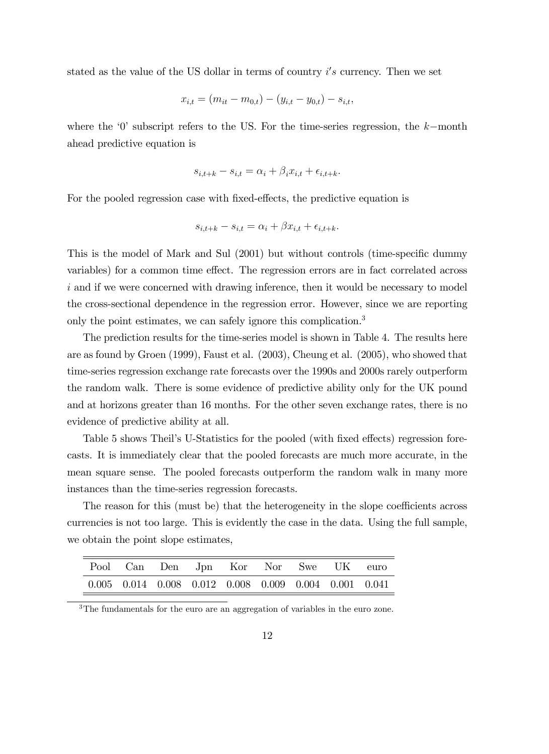stated as the value of the US dollar in terms of country $i's$ currency. Then we set

$$x_{i,t} = (m_{it} - m_{0,t}) - (y_{i,t} - y_{0,t}) - s_{i,t},$$

where the '0' subscript refers to the US. For the time-series regression, the $k-$month ahead predictive equation is

$$s_{i,t+k} - s_{i,t} = \alpha_i + \beta_i x_{i,t} + \epsilon_{i,t+k}.$$

For the pooled regression case with fixed-effects, the predictive equation is

$$s_{i,t+k} - s_{i,t} = \alpha_i + \beta x_{i,t} + \epsilon_{i,t+k}.$$

This is the model of Mark and Sul (2001) but without controls (time-specific dummy variables) for a common time effect. The regression errors are in fact correlated across $i$ and if we were concerned with drawing inference, then it would be necessary to model the cross-sectional dependence in the regression error. However, since we are reporting only the point estimates, we can safely ignore this complication.[3]

The prediction results for the time-series model is shown in Table 4. The results here are as found by Groen (1999), Faust et al. (2003), Cheung et al. (2005), who showed that time-series regression exchange rate forecasts over the 1990s and 2000s rarely outperform the random walk. There is some evidence of predictive ability only for the UK pound and at horizons greater than 16 months. For the other seven exchange rates, there is no evidence of predictive ability at all.

Table 5 shows Theil's U-Statistics for the pooled (with fixed effects) regression forecasts. It is immediately clear that the pooled forecasts are much more accurate, in the mean square sense. The pooled forecasts outperform the random walk in many more instances than the time-series regression forecasts.

The reason for this (must be) that the heterogeneity in the slope coefficients across currencies is not too large. This is evidently the case in the data. Using the full sample, we obtain the point slope estimates,

| Pool | Can | Den | Jpn | Kor | Nor | Swe | UK | euro |
|---|---|---|---|---|---|---|---|---|
| 0.005 | 0.014 | 0.008 | 0.012 | 0.008 | 0.009 | 0.004 | 0.001 | 0.041 |

[3]The fundamentals for the euro are an aggregation of variables in the euro zone.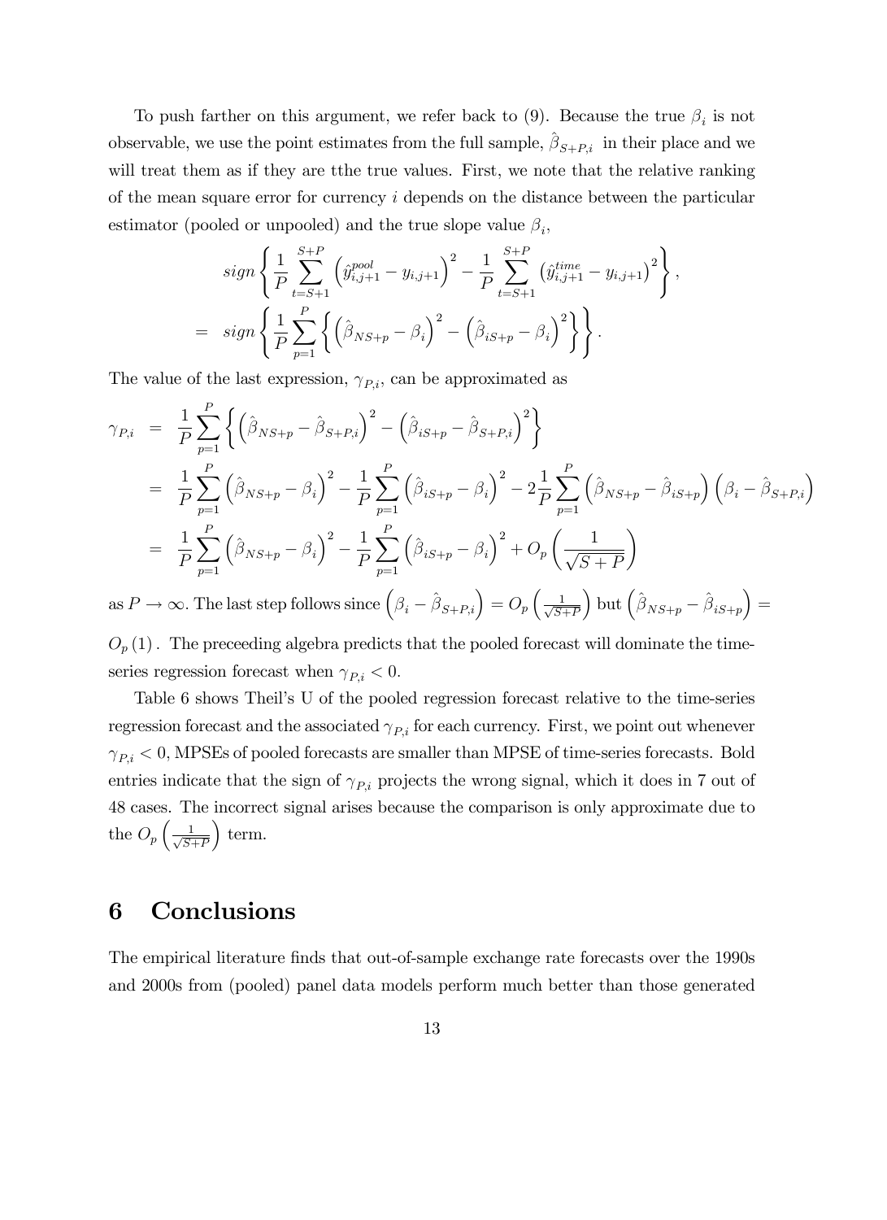To push farther on this argument, we refer back to (9). Because the true $\beta_i$ is not observable, we use the point estimates from the full sample, $\hat{\beta}_{S+P,i}$ in their place and we will treat them as if they are tthe true values. First, we note that the relative ranking of the mean square error for currency $i$ depends on the distance between the particular estimator (pooled or unpooled) and the true slope value $\beta_i$,

$$
\begin{aligned}
& sign\left\{\frac{1}{P}\sum_{t=S+1}^{S+P}\left(\hat{y}_{i,j+1}^{pool}-y_{i,j+1}\right)^2-\frac{1}{P}\sum_{t=S+1}^{S+P}\left(\hat{y}_{i,j+1}^{time}-y_{i,j+1}\right)^2\right\}, \\
= \; & sign\left\{\frac{1}{P}\sum_{p=1}^{P}\left\{\left(\hat{\beta}_{NS+p}-\beta_i\right)^2-\left(\hat{\beta}_{iS+p}-\beta_i\right)^2\right\}\right\}.
\end{aligned}
$$

The value of the last expression, $\gamma_{P,i}$, can be approximated as

$$
\begin{aligned}
\gamma_{P,i} &= \frac{1}{P}\sum_{p=1}^{P}\left\{\left(\hat{\beta}_{NS+p}-\hat{\beta}_{S+P,i}\right)^2-\left(\hat{\beta}_{iS+p}-\hat{\beta}_{S+P,i}\right)^2\right\} \\
&= \frac{1}{P}\sum_{p=1}^{P}\left(\hat{\beta}_{NS+p}-\beta_i\right)^2-\frac{1}{P}\sum_{p=1}^{P}\left(\hat{\beta}_{iS+p}-\beta_i\right)^2-2\frac{1}{P}\sum_{p=1}^{P}\left(\hat{\beta}_{NS+p}-\hat{\beta}_{iS+p}\right)\left(\beta_i-\hat{\beta}_{S+P,i}\right) \\
&= \frac{1}{P}\sum_{p=1}^{P}\left(\hat{\beta}_{NS+p}-\beta_i\right)^2-\frac{1}{P}\sum_{p=1}^{P}\left(\hat{\beta}_{iS+p}-\beta_i\right)^2+O_p\left(\frac{1}{\sqrt{S+P}}\right)
\end{aligned}
$$

as $P\to\infty$. The last step follows since $\left(\beta_i-\hat{\beta}_{S+P,i}\right)=O_p\left(\frac{1}{\sqrt{S+P}}\right)$ but $\left(\hat{\beta}_{NS+p}-\hat{\beta}_{iS+p}\right)=O_p(1)$. The preceeding algebra predicts that the pooled forecast will dominate the time-series regression forecast when $\gamma_{P,i}<0$.

Table 6 shows Theil's U of the pooled regression forecast relative to the time-series regression forecast and the associated $\gamma_{P,i}$ for each currency. First, we point out whenever $\gamma_{P,i}<0$, MPSEs of pooled forecasts are smaller than MPSE of time-series forecasts. Bold entries indicate that the sign of $\gamma_{P,i}$ projects the wrong signal, which it does in 7 out of 48 cases. The incorrect signal arises because the comparison is only approximate due to the $O_p\left(\frac{1}{\sqrt{S+P}}\right)$ term.

# 6 Conclusions

The empirical literature finds that out-of-sample exchange rate forecasts over the 1990s and 2000s from (pooled) panel data models perform much better than those generated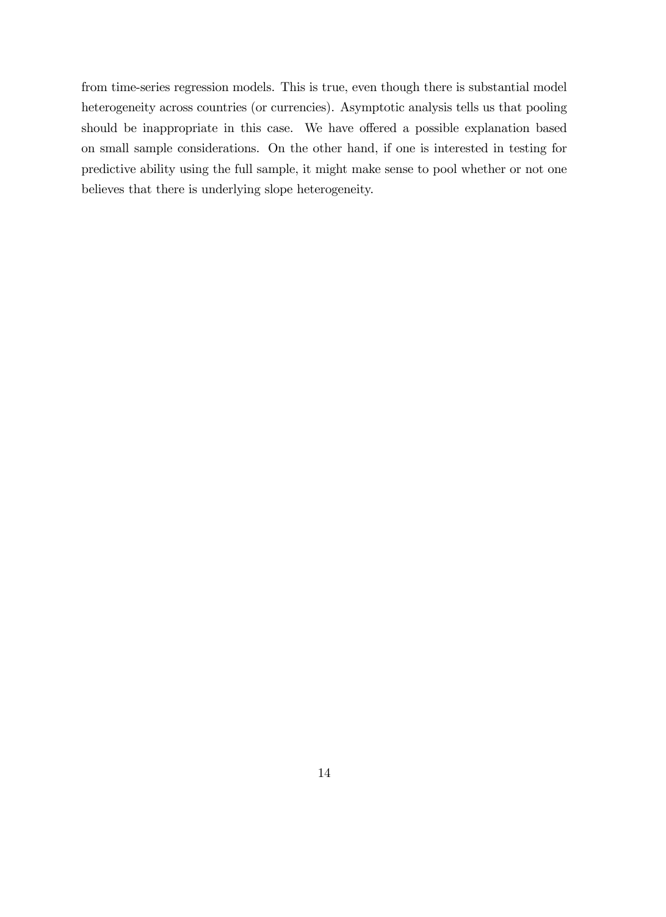from time-series regression models. This is true, even though there is substantial model heterogeneity across countries (or currencies). Asymptotic analysis tells us that pooling should be inappropriate in this case. We have offered a possible explanation based on small sample considerations. On the other hand, if one is interested in testing for predictive ability using the full sample, it might make sense to pool whether or not one believes that there is underlying slope heterogeneity.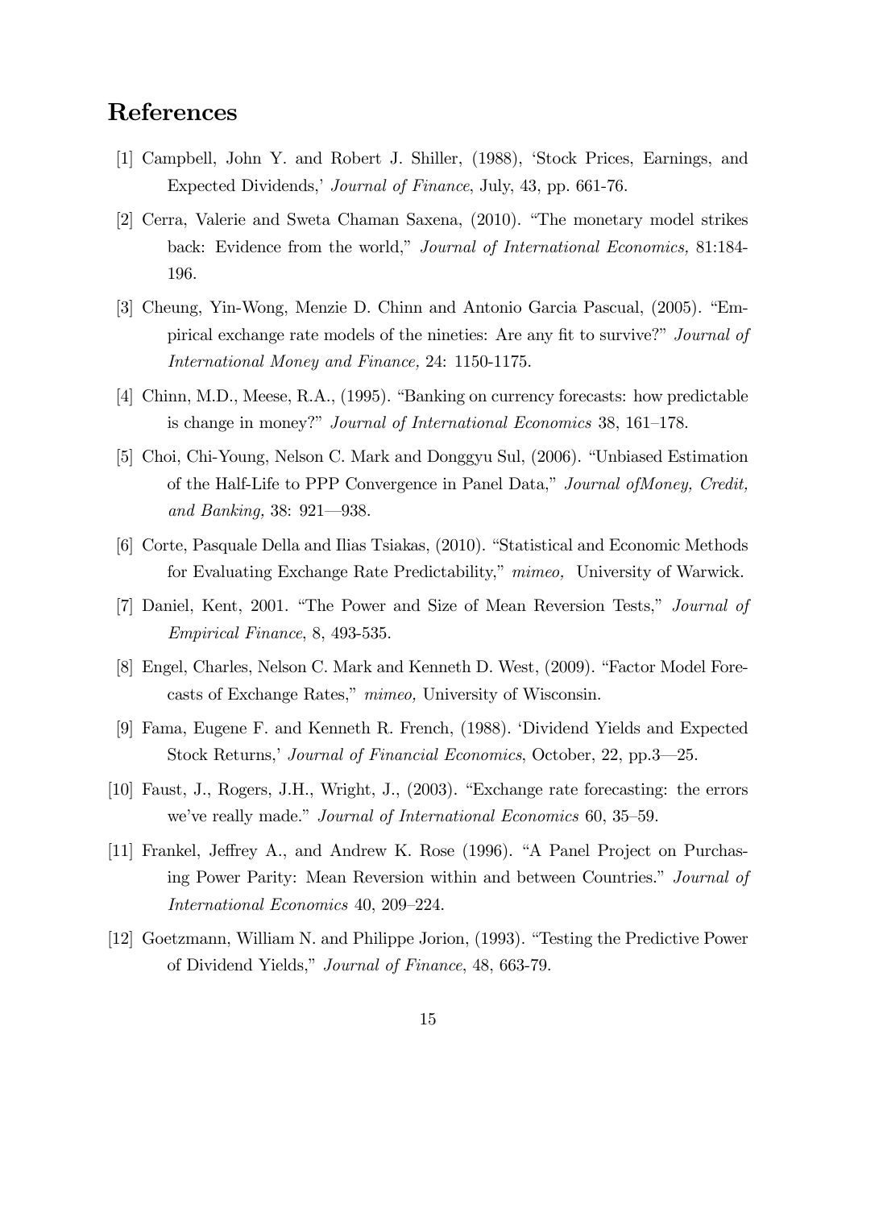# References

[1] Campbell, John Y. and Robert J. Shiller, (1988), 'Stock Prices, Earnings, and Expected Dividends,' *Journal of Finance*, July, 43, pp. 661-76.

[2] Cerra, Valerie and Sweta Chaman Saxena, (2010). "The monetary model strikes back: Evidence from the world," *Journal of International Economics,* 81:184-196.

[3] Cheung, Yin-Wong, Menzie D. Chinn and Antonio Garcia Pascual, (2005). "Empirical exchange rate models of the nineties: Are any fit to survive?" *Journal of International Money and Finance,* 24: 1150-1175.

[4] Chinn, M.D., Meese, R.A., (1995). "Banking on currency forecasts: how predictable is change in money?" *Journal of International Economics* 38, 161–178.

[5] Choi, Chi-Young, Nelson C. Mark and Donggyu Sul, (2006). "Unbiased Estimation of the Half-Life to PPP Convergence in Panel Data," *Journal ofMoney, Credit, and Banking,* 38: 921—938.

[6] Corte, Pasquale Della and Ilias Tsiakas, (2010). "Statistical and Economic Methods for Evaluating Exchange Rate Predictability," *mimeo,* University of Warwick.

[7] Daniel, Kent, 2001. "The Power and Size of Mean Reversion Tests," *Journal of Empirical Finance*, 8, 493-535.

[8] Engel, Charles, Nelson C. Mark and Kenneth D. West, (2009). "Factor Model Forecasts of Exchange Rates," *mimeo,* University of Wisconsin.

[9] Fama, Eugene F. and Kenneth R. French, (1988). 'Dividend Yields and Expected Stock Returns,' *Journal of Financial Economics*, October, 22, pp.3—25.

[10] Faust, J., Rogers, J.H., Wright, J., (2003). "Exchange rate forecasting: the errors we've really made." *Journal of International Economics* 60, 35–59.

[11] Frankel, Jeffrey A., and Andrew K. Rose (1996). "A Panel Project on Purchasing Power Parity: Mean Reversion within and between Countries." *Journal of International Economics* 40, 209–224.

[12] Goetzmann, William N. and Philippe Jorion, (1993). "Testing the Predictive Power of Dividend Yields," *Journal of Finance*, 48, 663-79.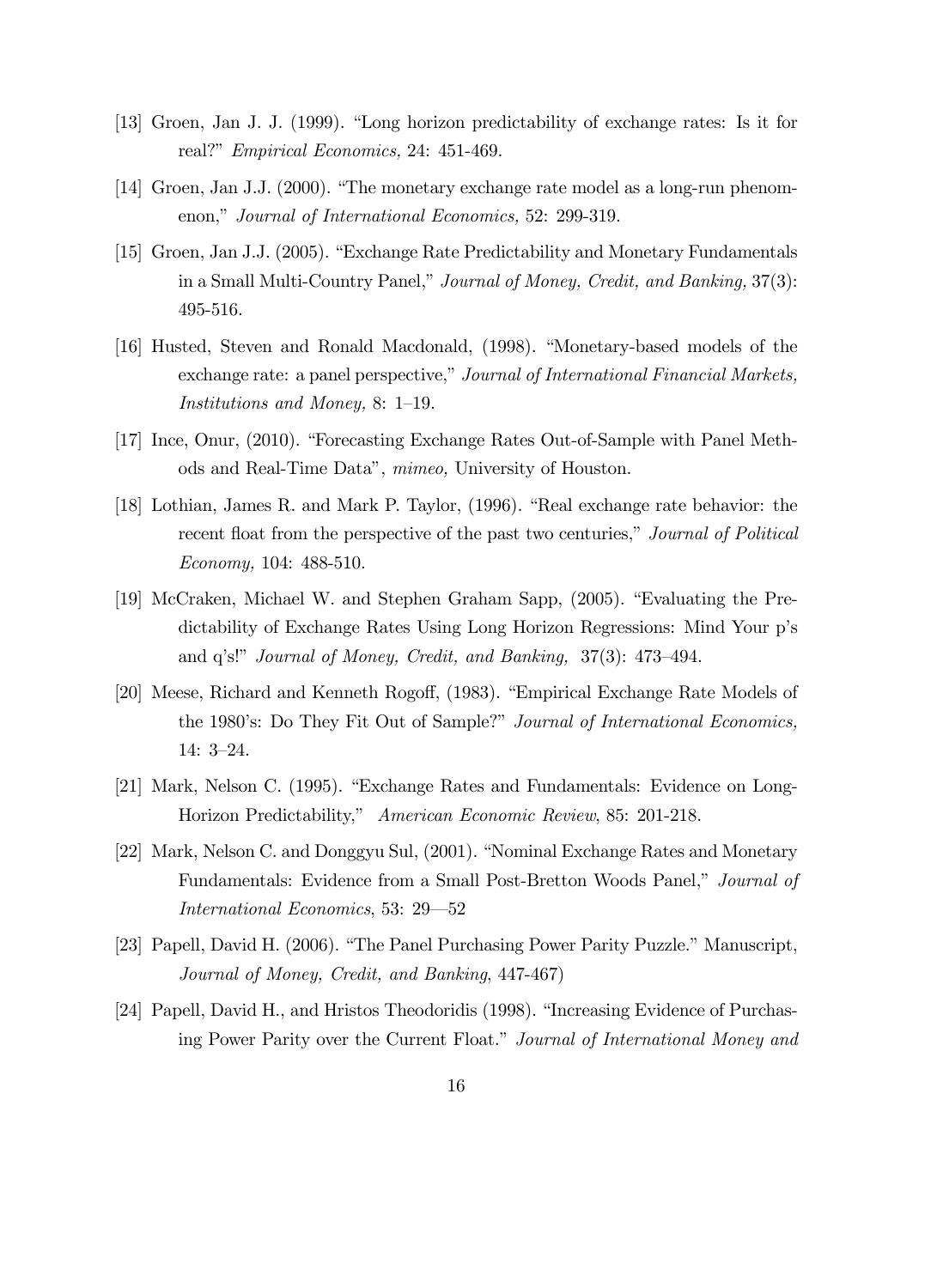[13] Groen, Jan J. J. (1999). "Long horizon predictability of exchange rates: Is it for real?" *Empirical Economics,* 24: 451-469.

[14] Groen, Jan J.J. (2000). "The monetary exchange rate model as a long-run phenomenon," *Journal of International Economics,* 52: 299-319.

[15] Groen, Jan J.J. (2005). "Exchange Rate Predictability and Monetary Fundamentals in a Small Multi-Country Panel," *Journal of Money, Credit, and Banking,* 37(3): 495-516.

[16] Husted, Steven and Ronald Macdonald, (1998). "Monetary-based models of the exchange rate: a panel perspective," *Journal of International Financial Markets, Institutions and Money,* 8: 1–19.

[17] Ince, Onur, (2010). "Forecasting Exchange Rates Out-of-Sample with Panel Methods and Real-Time Data", *mimeo,* University of Houston.

[18] Lothian, James R. and Mark P. Taylor, (1996). "Real exchange rate behavior: the recent float from the perspective of the past two centuries," *Journal of Political Economy,* 104: 488-510.

[19] McCraken, Michael W. and Stephen Graham Sapp, (2005). "Evaluating the Predictability of Exchange Rates Using Long Horizon Regressions: Mind Your p's and q's!" *Journal of Money, Credit, and Banking,* 37(3): 473–494.

[20] Meese, Richard and Kenneth Rogoff, (1983). "Empirical Exchange Rate Models of the 1980's: Do They Fit Out of Sample?" *Journal of International Economics,* 14: 3–24.

[21] Mark, Nelson C. (1995). "Exchange Rates and Fundamentals: Evidence on Long-Horizon Predictability," *American Economic Review*, 85: 201-218.

[22] Mark, Nelson C. and Donggyu Sul, (2001). "Nominal Exchange Rates and Monetary Fundamentals: Evidence from a Small Post-Bretton Woods Panel," *Journal of International Economics*, 53: 29—52

[23] Papell, David H. (2006). "The Panel Purchasing Power Parity Puzzle." Manuscript, *Journal of Money, Credit, and Banking*, 447-467)

[24] Papell, David H., and Hristos Theodoridis (1998). "Increasing Evidence of Purchasing Power Parity over the Current Float." *Journal of International Money and*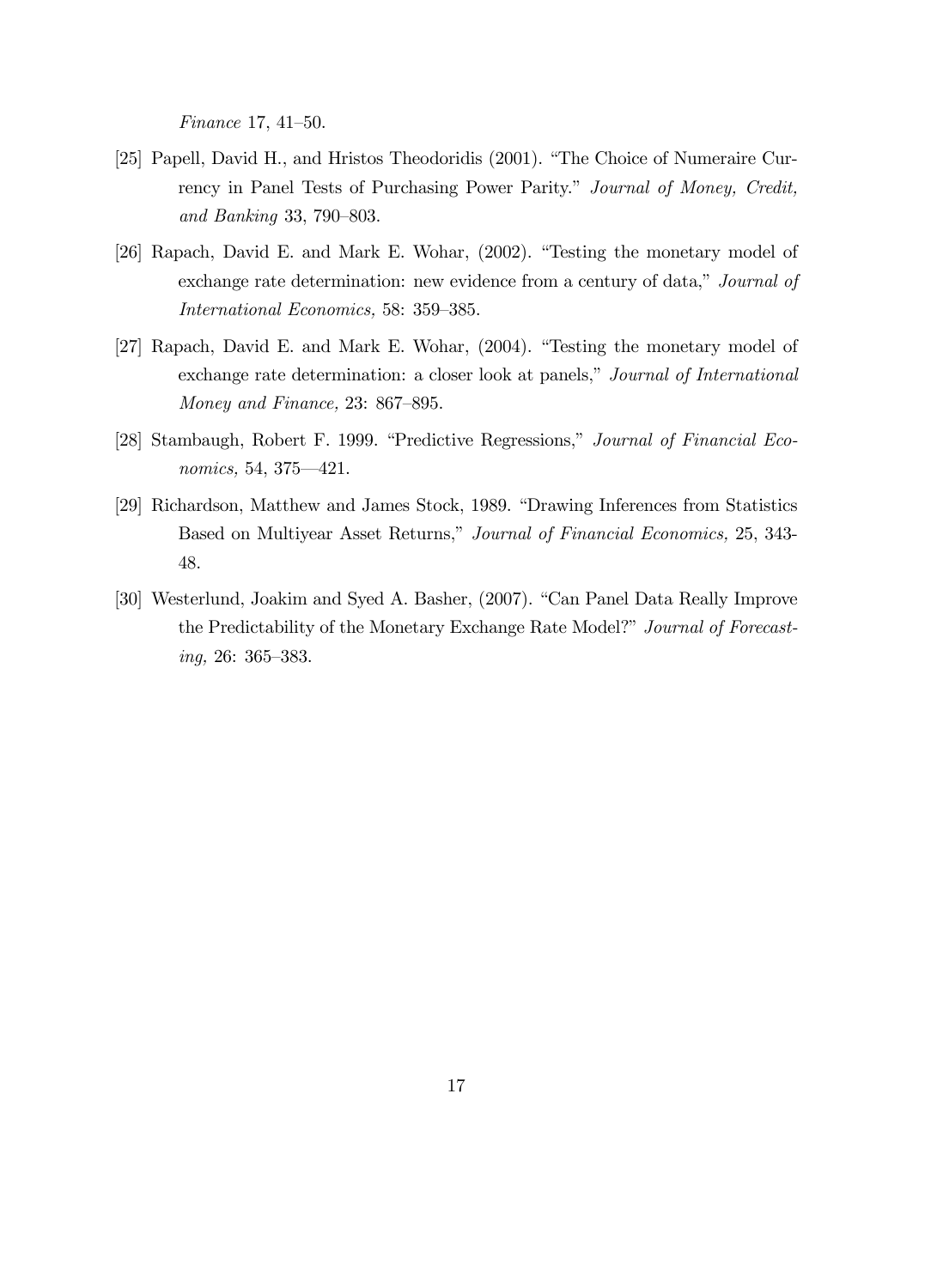*Finance* 17, 41–50.

[25] Papell, David H., and Hristos Theodoridis (2001). "The Choice of Numeraire Currency in Panel Tests of Purchasing Power Parity." *Journal of Money, Credit, and Banking* 33, 790–803.

[26] Rapach, David E. and Mark E. Wohar, (2002). "Testing the monetary model of exchange rate determination: new evidence from a century of data," *Journal of International Economics,* 58: 359–385.

[27] Rapach, David E. and Mark E. Wohar, (2004). "Testing the monetary model of exchange rate determination: a closer look at panels," *Journal of International Money and Finance,* 23: 867–895.

[28] Stambaugh, Robert F. 1999. "Predictive Regressions," *Journal of Financial Economics,* 54, 375—421.

[29] Richardson, Matthew and James Stock, 1989. "Drawing Inferences from Statistics Based on Multiyear Asset Returns," *Journal of Financial Economics,* 25, 343-48.

[30] Westerlund, Joakim and Syed A. Basher, (2007). "Can Panel Data Really Improve the Predictability of the Monetary Exchange Rate Model?" *Journal of Forecasting,* 26: 365–383.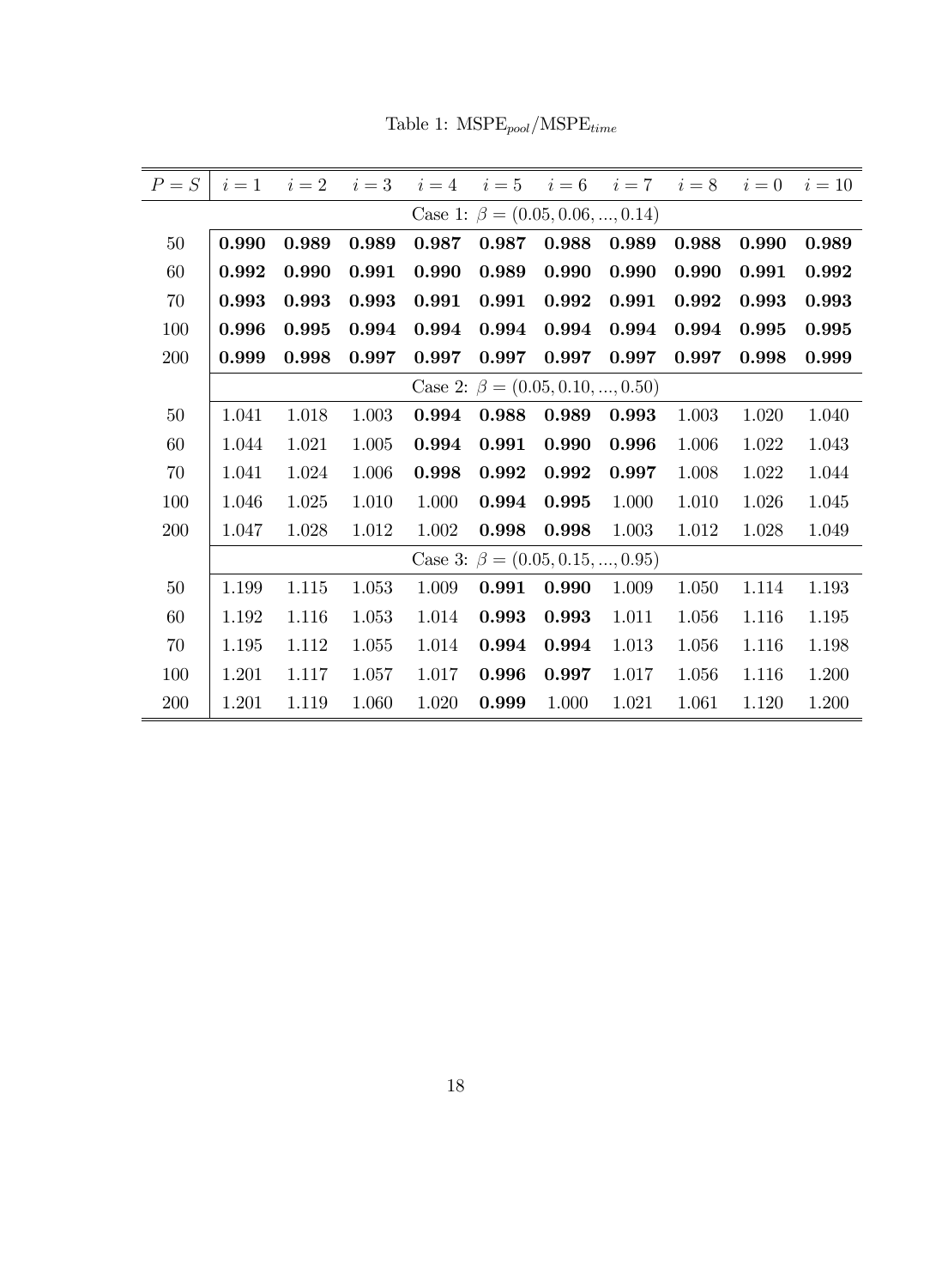Table 1: $\text{MSPE}_{pool}/\text{MSPE}_{time}$

| $P = S$ | $i = 1$ | $i = 2$ | $i = 3$ | $i = 4$ | $i = 5$ | $i = 6$ | $i = 7$ | $i = 8$ | $i = 0$ | $i = 10$ |
|---|---|---|---|---|---|---|---|---|---|---|
| | Case 1: $\beta = (0.05, 0.06, ..., 0.14)$ | | | | | | | | | |
| 50 | **0.990** | **0.989** | **0.989** | **0.987** | **0.987** | **0.988** | **0.989** | **0.988** | **0.990** | **0.989** |
| 60 | **0.992** | **0.990** | **0.991** | **0.990** | **0.989** | **0.990** | **0.990** | **0.990** | **0.991** | **0.992** |
| 70 | **0.993** | **0.993** | **0.993** | **0.991** | **0.991** | **0.992** | **0.991** | **0.992** | **0.993** | **0.993** |
| 100 | **0.996** | **0.995** | **0.994** | **0.994** | **0.994** | **0.994** | **0.994** | **0.994** | **0.995** | **0.995** |
| 200 | **0.999** | **0.998** | **0.997** | **0.997** | **0.997** | **0.997** | **0.997** | **0.997** | **0.998** | **0.999** |
| | Case 2: $\beta = (0.05, 0.10, ..., 0.50)$ | | | | | | | | | |
| 50 | 1.041 | 1.018 | 1.003 | **0.994** | **0.988** | **0.989** | **0.993** | 1.003 | 1.020 | 1.040 |
| 60 | 1.044 | 1.021 | 1.005 | **0.994** | **0.991** | **0.990** | **0.996** | 1.006 | 1.022 | 1.043 |
| 70 | 1.041 | 1.024 | 1.006 | **0.998** | **0.992** | **0.992** | **0.997** | 1.008 | 1.022 | 1.044 |
| 100 | 1.046 | 1.025 | 1.010 | 1.000 | **0.994** | **0.995** | 1.000 | 1.010 | 1.026 | 1.045 |
| 200 | 1.047 | 1.028 | 1.012 | 1.002 | **0.998** | **0.998** | 1.003 | 1.012 | 1.028 | 1.049 |
| | Case 3: $\beta = (0.05, 0.15, ..., 0.95)$ | | | | | | | | | |
| 50 | 1.199 | 1.115 | 1.053 | 1.009 | **0.991** | **0.990** | 1.009 | 1.050 | 1.114 | 1.193 |
| 60 | 1.192 | 1.116 | 1.053 | 1.014 | **0.993** | **0.993** | 1.011 | 1.056 | 1.116 | 1.195 |
| 70 | 1.195 | 1.112 | 1.055 | 1.014 | **0.994** | **0.994** | 1.013 | 1.056 | 1.116 | 1.198 |
| 100 | 1.201 | 1.117 | 1.057 | 1.017 | **0.996** | **0.997** | 1.017 | 1.056 | 1.116 | 1.200 |
| 200 | 1.201 | 1.119 | 1.060 | 1.020 | **0.999** | 1.000 | 1.021 | 1.061 | 1.120 | 1.200 |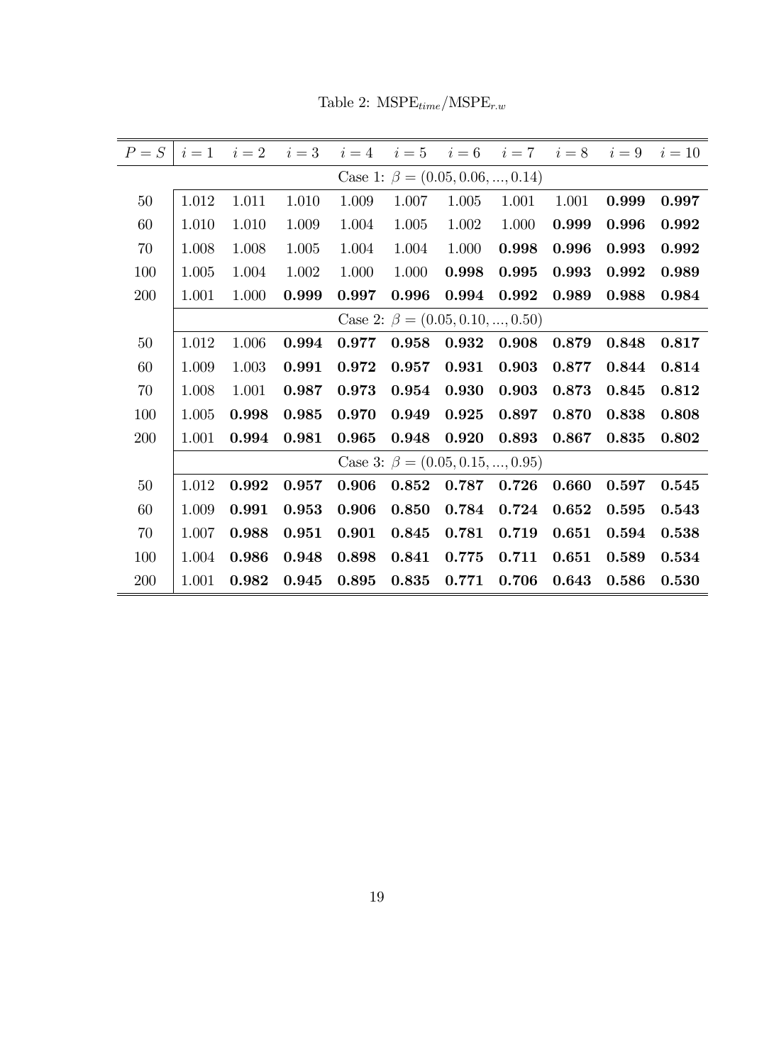Table 2: $\text{MSPE}_{time}/\text{MSPE}_{r.w}$

| $P = S$ | $i=1$ | $i=2$ | $i=3$ | $i=4$ | $i=5$ | $i=6$ | $i=7$ | $i=8$ | $i=9$ | $i=10$ |
|---|---|---|---|---|---|---|---|---|---|---|
| | Case 1: $\beta = (0.05, 0.06, ..., 0.14)$ | | | | | | | | | |
| 50 | 1.012 | 1.011 | 1.010 | 1.009 | 1.007 | 1.005 | 1.001 | 1.001 | **0.999** | **0.997** |
| 60 | 1.010 | 1.010 | 1.009 | 1.004 | 1.005 | 1.002 | 1.000 | **0.999** | **0.996** | **0.992** |
| 70 | 1.008 | 1.008 | 1.005 | 1.004 | 1.004 | 1.000 | **0.998** | **0.996** | **0.993** | **0.992** |
| 100 | 1.005 | 1.004 | 1.002 | 1.000 | 1.000 | **0.998** | **0.995** | **0.993** | **0.992** | **0.989** |
| 200 | 1.001 | 1.000 | **0.999** | **0.997** | **0.996** | **0.994** | **0.992** | **0.989** | **0.988** | **0.984** |
| | Case 2: $\beta = (0.05, 0.10, ..., 0.50)$ | | | | | | | | | |
| 50 | 1.012 | 1.006 | **0.994** | **0.977** | **0.958** | **0.932** | **0.908** | **0.879** | **0.848** | **0.817** |
| 60 | 1.009 | 1.003 | **0.991** | **0.972** | **0.957** | **0.931** | **0.903** | **0.877** | **0.844** | **0.814** |
| 70 | 1.008 | 1.001 | **0.987** | **0.973** | **0.954** | **0.930** | **0.903** | **0.873** | **0.845** | **0.812** |
| 100 | 1.005 | **0.998** | **0.985** | **0.970** | **0.949** | **0.925** | **0.897** | **0.870** | **0.838** | **0.808** |
| 200 | 1.001 | **0.994** | **0.981** | **0.965** | **0.948** | **0.920** | **0.893** | **0.867** | **0.835** | **0.802** |
| | Case 3: $\beta = (0.05, 0.15, ..., 0.95)$ | | | | | | | | | |
| 50 | 1.012 | **0.992** | **0.957** | **0.906** | **0.852** | **0.787** | **0.726** | **0.660** | **0.597** | **0.545** |
| 60 | 1.009 | **0.991** | **0.953** | **0.906** | **0.850** | **0.784** | **0.724** | **0.652** | **0.595** | **0.543** |
| 70 | 1.007 | **0.988** | **0.951** | **0.901** | **0.845** | **0.781** | **0.719** | **0.651** | **0.594** | **0.538** |
| 100 | 1.004 | **0.986** | **0.948** | **0.898** | **0.841** | **0.775** | **0.711** | **0.651** | **0.589** | **0.534** |
| 200 | 1.001 | **0.982** | **0.945** | **0.895** | **0.835** | **0.771** | **0.706** | **0.643** | **0.586** | **0.530** |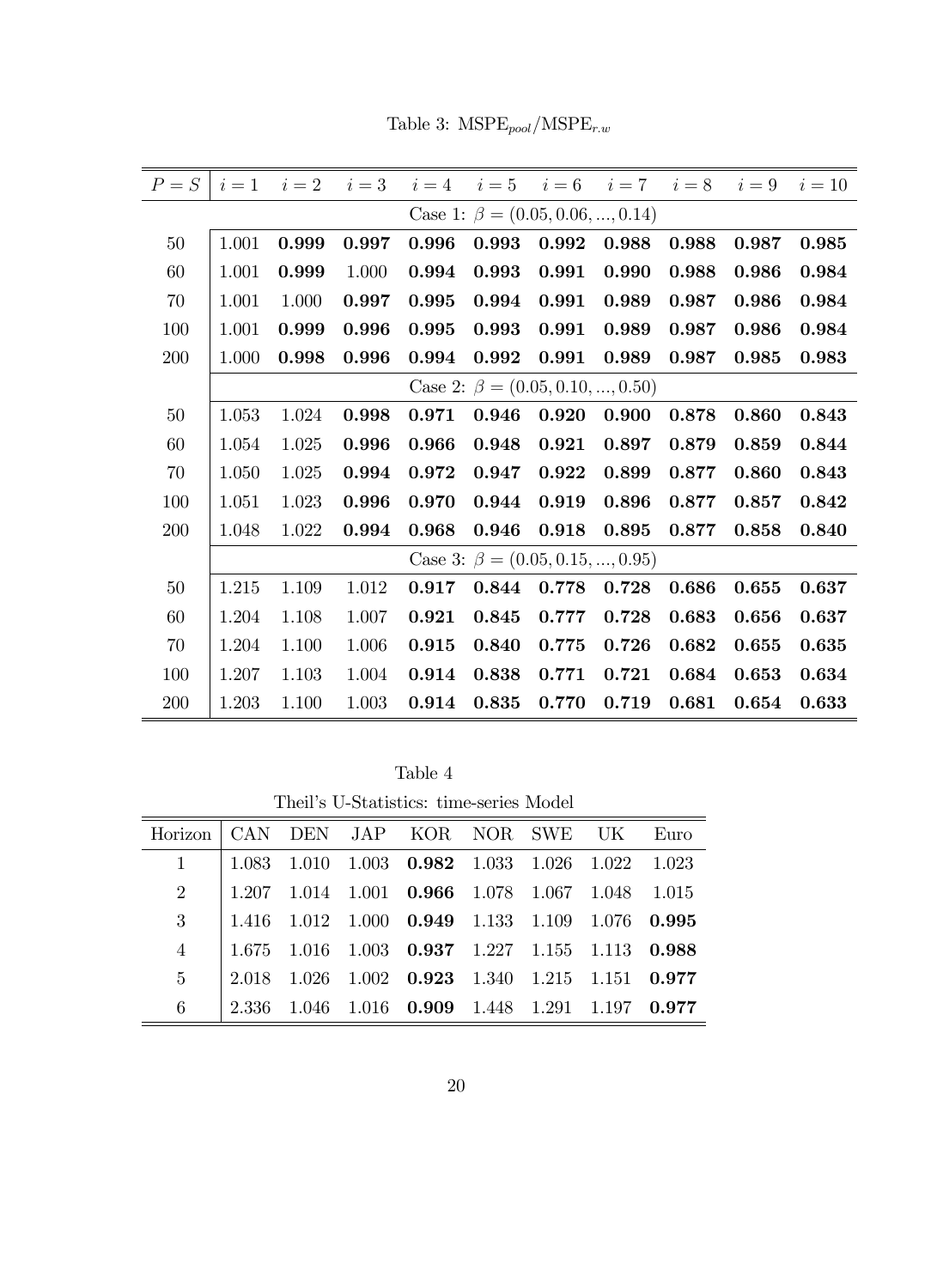Table 3: $\text{MSPE}_{pool}/\text{MSPE}_{r.w}$

| $P=S$ | $i=1$ | $i=2$ | $i=3$ | $i=4$ | $i=5$ | $i=6$ | $i=7$ | $i=8$ | $i=9$ | $i=10$ |
|---|---|---|---|---|---|---|---|---|---|---|
| | Case 1: $\beta=(0.05,0.06,...,0.14)$ | | | | | | | | | |
| 50 | 1.001 | **0.999** | **0.997** | **0.996** | **0.993** | **0.992** | **0.988** | **0.988** | **0.987** | **0.985** |
| 60 | 1.001 | **0.999** | 1.000 | **0.994** | **0.993** | **0.991** | **0.990** | **0.988** | **0.986** | **0.984** |
| 70 | 1.001 | 1.000 | **0.997** | **0.995** | **0.994** | **0.991** | **0.989** | **0.987** | **0.986** | **0.984** |
| 100 | 1.001 | **0.999** | **0.996** | **0.995** | **0.993** | **0.991** | **0.989** | **0.987** | **0.986** | **0.984** |
| 200 | 1.000 | **0.998** | **0.996** | **0.994** | **0.992** | **0.991** | **0.989** | **0.987** | **0.985** | **0.983** |
| | Case 2: $\beta=(0.05,0.10,...,0.50)$ | | | | | | | | | |
| 50 | 1.053 | 1.024 | **0.998** | **0.971** | **0.946** | **0.920** | **0.900** | **0.878** | **0.860** | **0.843** |
| 60 | 1.054 | 1.025 | **0.996** | **0.966** | **0.948** | **0.921** | **0.897** | **0.879** | **0.859** | **0.844** |
| 70 | 1.050 | 1.025 | **0.994** | **0.972** | **0.947** | **0.922** | **0.899** | **0.877** | **0.860** | **0.843** |
| 100 | 1.051 | 1.023 | **0.996** | **0.970** | **0.944** | **0.919** | **0.896** | **0.877** | **0.857** | **0.842** |
| 200 | 1.048 | 1.022 | **0.994** | **0.968** | **0.946** | **0.918** | **0.895** | **0.877** | **0.858** | **0.840** |
| | Case 3: $\beta=(0.05,0.15,...,0.95)$ | | | | | | | | | |
| 50 | 1.215 | 1.109 | 1.012 | **0.917** | **0.844** | **0.778** | **0.728** | **0.686** | **0.655** | **0.637** |
| 60 | 1.204 | 1.108 | 1.007 | **0.921** | **0.845** | **0.777** | **0.728** | **0.683** | **0.656** | **0.637** |
| 70 | 1.204 | 1.100 | 1.006 | **0.915** | **0.840** | **0.775** | **0.726** | **0.682** | **0.655** | **0.635** |
| 100 | 1.207 | 1.103 | 1.004 | **0.914** | **0.838** | **0.771** | **0.721** | **0.684** | **0.653** | **0.634** |
| 200 | 1.203 | 1.100 | 1.003 | **0.914** | **0.835** | **0.770** | **0.719** | **0.681** | **0.654** | **0.633** |

Table 4

Theil's U-Statistics: time-series Model

| Horizon | CAN | DEN | JAP | KOR | NOR | SWE | UK | Euro |
|---|---|---|---|---|---|---|---|---|
| 1 | 1.083 | 1.010 | 1.003 | **0.982** | 1.033 | 1.026 | 1.022 | 1.023 |
| 2 | 1.207 | 1.014 | 1.001 | **0.966** | 1.078 | 1.067 | 1.048 | 1.015 |
| 3 | 1.416 | 1.012 | 1.000 | **0.949** | 1.133 | 1.109 | 1.076 | **0.995** |
| 4 | 1.675 | 1.016 | 1.003 | **0.937** | 1.227 | 1.155 | 1.113 | **0.988** |
| 5 | 2.018 | 1.026 | 1.002 | **0.923** | 1.340 | 1.215 | 1.151 | **0.977** |
| 6 | 2.336 | 1.046 | 1.016 | **0.909** | 1.448 | 1.291 | 1.197 | **0.977** |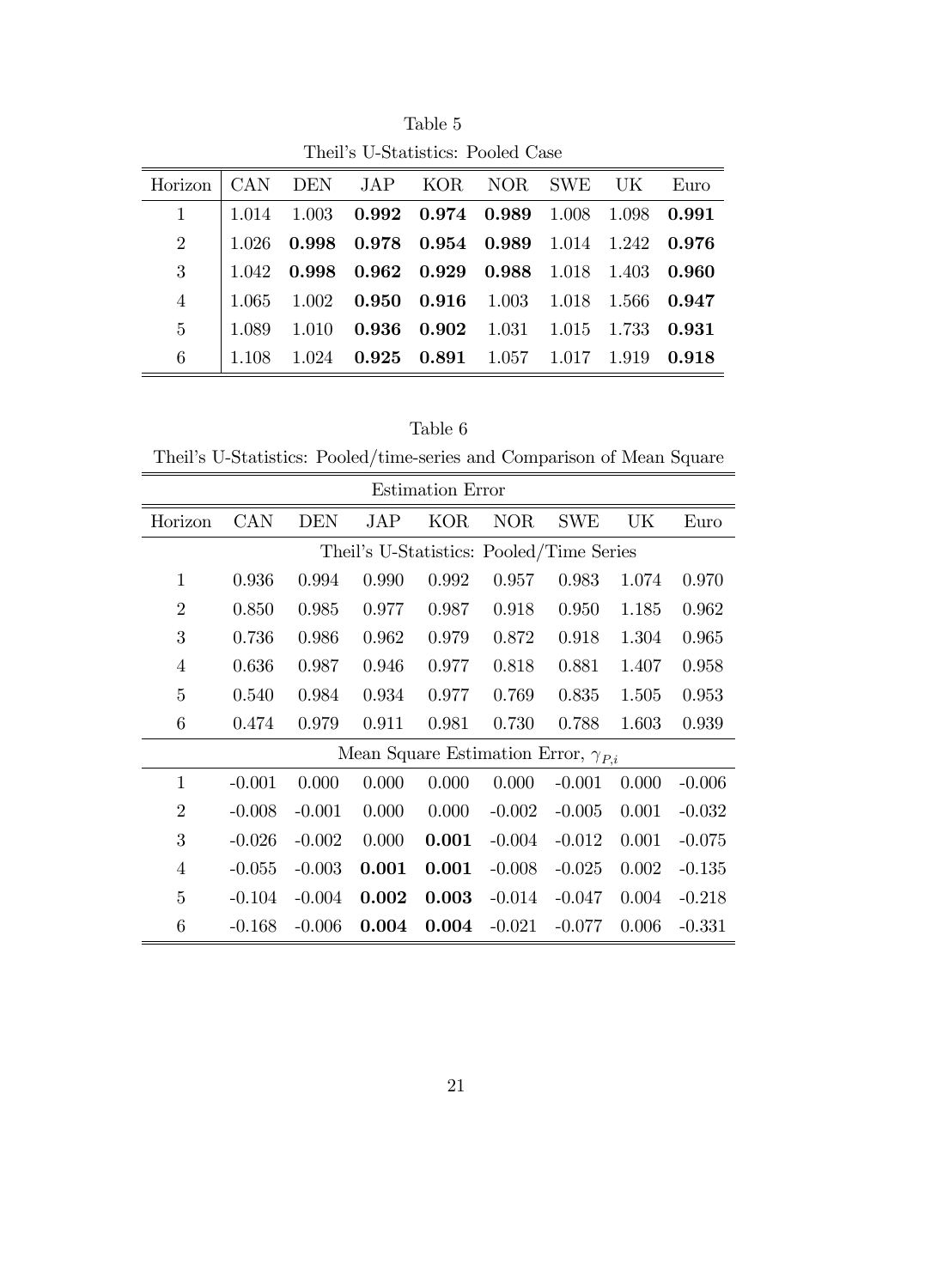Table 5

Theil's U-Statistics: Pooled Case

| Horizon | CAN | DEN | JAP | KOR | NOR | SWE | UK | Euro |
|---|---|---|---|---|---|---|---|---|
| 1 | 1.014 | 1.003 | **0.992** | **0.974** | **0.989** | 1.008 | 1.098 | **0.991** |
| 2 | 1.026 | **0.998** | **0.978** | **0.954** | **0.989** | 1.014 | 1.242 | **0.976** |
| 3 | 1.042 | **0.998** | **0.962** | **0.929** | **0.988** | 1.018 | 1.403 | **0.960** |
| 4 | 1.065 | 1.002 | **0.950** | **0.916** | 1.003 | 1.018 | 1.566 | **0.947** |
| 5 | 1.089 | 1.010 | **0.936** | **0.902** | 1.031 | 1.015 | 1.733 | **0.931** |
| 6 | 1.108 | 1.024 | **0.925** | **0.891** | 1.057 | 1.017 | 1.919 | **0.918** |

Table 6

Theil's U-Statistics: Pooled/time-series and Comparison of Mean Square Estimation Error

| Horizon | CAN | DEN | JAP | KOR | NOR | SWE | UK | Euro |
|---|---|---|---|---|---|---|---|---|
| | | | Theil's U-Statistics: Pooled/Time Series | | | | | |
| 1 | 0.936 | 0.994 | 0.990 | 0.992 | 0.957 | 0.983 | 1.074 | 0.970 |
| 2 | 0.850 | 0.985 | 0.977 | 0.987 | 0.918 | 0.950 | 1.185 | 0.962 |
| 3 | 0.736 | 0.986 | 0.962 | 0.979 | 0.872 | 0.918 | 1.304 | 0.965 |
| 4 | 0.636 | 0.987 | 0.946 | 0.977 | 0.818 | 0.881 | 1.407 | 0.958 |
| 5 | 0.540 | 0.984 | 0.934 | 0.977 | 0.769 | 0.835 | 1.505 | 0.953 |
| 6 | 0.474 | 0.979 | 0.911 | 0.981 | 0.730 | 0.788 | 1.603 | 0.939 |
| | | | Mean Square Estimation Error, $\gamma_{P,i}$ | | | | | |
| 1 | -0.001 | 0.000 | 0.000 | 0.000 | 0.000 | -0.001 | 0.000 | -0.006 |
| 2 | -0.008 | -0.001 | 0.000 | 0.000 | -0.002 | -0.005 | 0.001 | -0.032 |
| 3 | -0.026 | -0.002 | 0.000 | **0.001** | -0.004 | -0.012 | 0.001 | -0.075 |
| 4 | -0.055 | -0.003 | **0.001** | **0.001** | -0.008 | -0.025 | 0.002 | -0.135 |
| 5 | -0.104 | -0.004 | **0.002** | **0.003** | -0.014 | -0.047 | 0.004 | -0.218 |
| 6 | -0.168 | -0.006 | **0.004** | **0.004** | -0.021 | -0.077 | 0.006 | -0.331 |